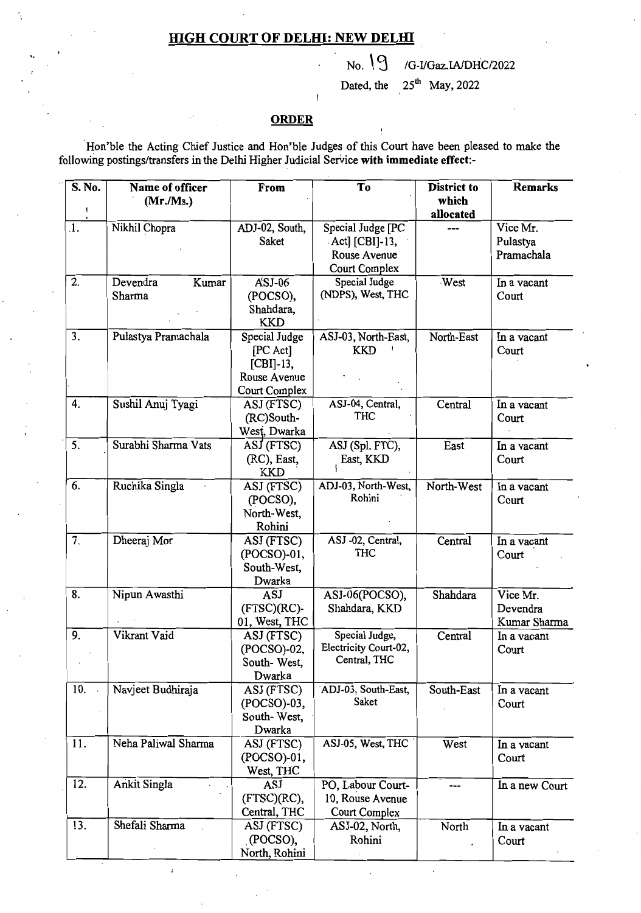# HIGH COURT OF DELHI: NEW DELHI

No. 19 /G-I/Gaz.IA/DHC/2022

Dated, the 25th May, 2022

## ORDER

Hon'ble the Acting Chief Justice and Hon'ble Judges of this Court have been pleased to make the following postings/transfers in the Delhi Higher Judicial Service **with immediate effect**:-

| S. No. | Name of officer (Mr./Ms.) | From | To | District to which allocated | Remarks |
|---|---|---|---|---|---|
| 1. | Nikhil Chopra | ADJ-02, South, Saket | Special Judge [PC Act] [CBI]-13, Rouse Avenue Court Complex | --- | Vice Mr. Pulastya Pramachala |
| 2. | Devendra Kumar Sharma | ASJ-06 (POCSO), Shahdara, KKD | Special Judge (NDPS), West, THC | West | In a vacant Court |
| 3. | Pulastya Pramachala | Special Judge [PC Act] [CBI]-13, Rouse Avenue Court Complex | ASJ-03, North-East, KKD | North-East | In a vacant Court |
| 4. | Sushil Anuj Tyagi | ASJ (FTSC) (RC)South-West, Dwarka | ASJ-04, Central, THC | Central | In a vacant Court |
| 5. | Surabhi Sharma Vats | ASJ (FTSC) (RC), East, KKD | ASJ (Spl. FTC), East, KKD | East | In a vacant Court |
| 6. | Ruchika Singla | ASJ (FTSC) (POCSO), North-West, Rohini | ADJ-03, North-West, Rohini | North-West | In a vacant Court |
| 7. | Dheeraj Mor | ASJ (FTSC) (POCSO)-01, South-West, Dwarka | ASJ -02, Central, THC | Central | In a vacant Court |
| 8. | Nipun Awasthi | ASJ (FTSC)(RC)-01, West, THC | ASJ-06(POCSO), Shahdara, KKD | Shahdara | Vice Mr. Devendra Kumar Sharma |
| 9. | Vikrant Vaid | ASJ (FTSC) (POCSO)-02, South- West, Dwarka | Special Judge, Electricity Court-02, Central, THC | Central | In a vacant Court |
| 10. | Navjeet Budhiraja | ASJ (FTSC) (POCSO)-03, South- West, Dwarka | ADJ-03, South-East, Saket | South-East | In a vacant Court |
| 11. | Neha Paliwal Sharma | ASJ (FTSC) (POCSO)-01, West, THC | ASJ-05, West, THC | West | In a vacant Court |
| 12. | Ankit Singla | ASJ (FTSC)(RC), Central, THC | PO, Labour Court-10, Rouse Avenue Court Complex | --- | In a new Court |
| 13. | Shefali Sharma | ASJ (FTSC) (POCSO), North, Rohini | ASJ-02, North, Rohini | North | In a vacant Court |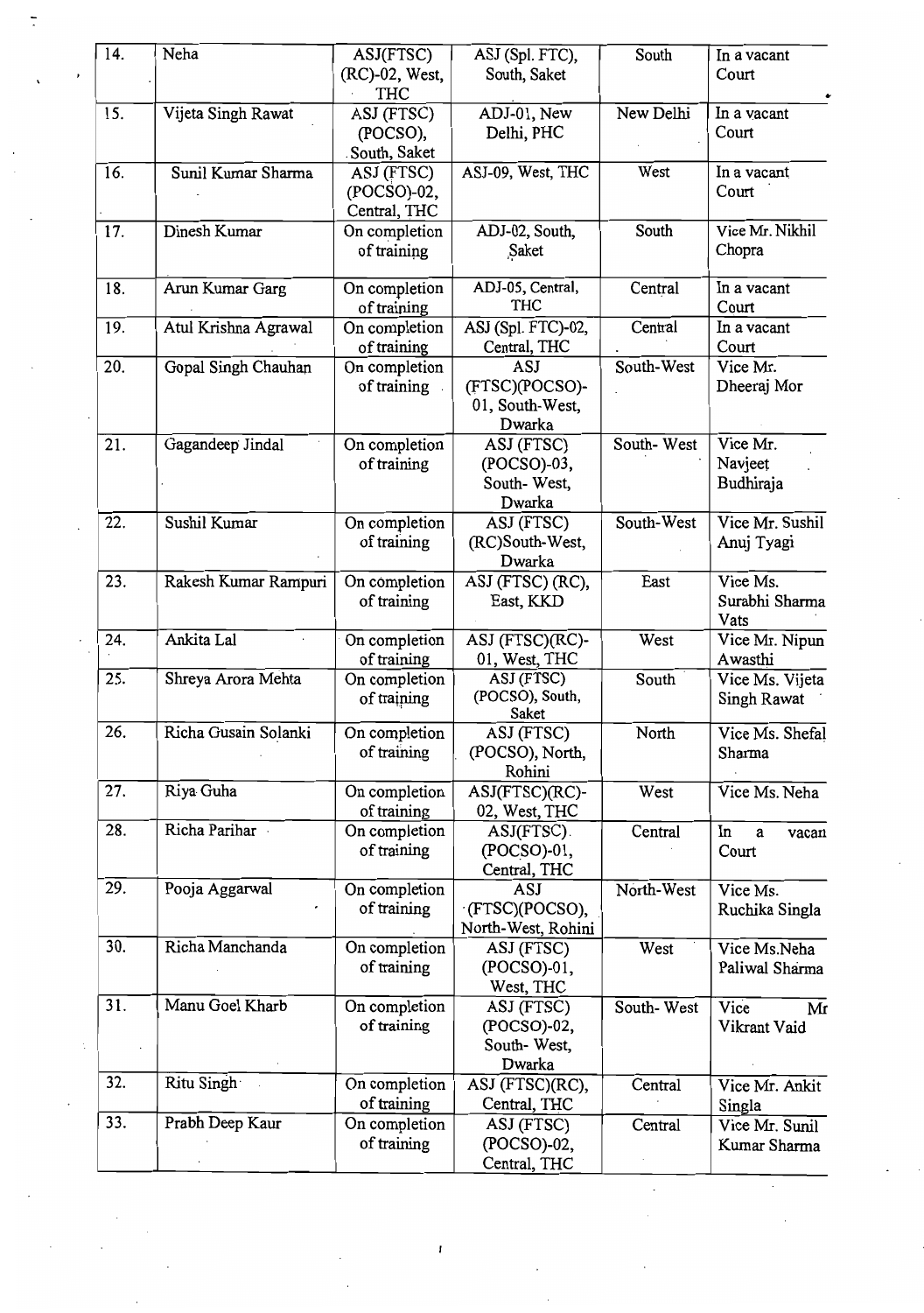| 14. | Neha | ASJ(FTSC) (RC)-02, West, THC | ASJ (Spl. FTC), South, Saket | South | In a vacant Court |
|---|---|---|---|---|---|
| 15. | Vijeta Singh Rawat | ASJ (FTSC) (POCSO), South, Saket | ADJ-01, New Delhi, PHC | New Delhi | In a vacant Court |
| 16. | Sunil Kumar Sharma | ASJ (FTSC) (POCSO)-02, Central, THC | ASJ-09, West, THC | West | In a vacant Court |
| 17. | Dinesh Kumar | On completion of training | ADJ-02, South, Saket | South | Vice Mr. Nikhil Chopra |
| 18. | Arun Kumar Garg | On completion of training | ADJ-05, Central, THC | Central | In a vacant Court |
| 19. | Atul Krishna Agrawal | On completion of training | ASJ (Spl. FTC)-02, Central, THC | Central | In a vacant Court |
| 20. | Gopal Singh Chauhan | On completion of training | ASJ (FTSC)(POCSO)-01, South-West, Dwarka | South-West | Vice Mr. Dheeraj Mor |
| 21. | Gagandeep Jindal | On completion of training | ASJ (FTSC) (POCSO)-03, South- West, Dwarka | South- West | Vice Mr. Navjeet Budhiraja |
| 22. | Sushil Kumar | On completion of training | ASJ (FTSC) (RC)South-West, Dwarka | South-West | Vice Mr. Sushil Anuj Tyagi |
| 23. | Rakesh Kumar Rampuri | On completion of training | ASJ (FTSC) (RC), East, KKD | East | Vice Ms. Surabhi Sharma Vats |
| 24. | Ankita Lal | On completion of training | ASJ (FTSC)(RC)-01, West, THC | West | Vice Mr. Nipun Awasthi |
| 25. | Shreya Arora Mehta | On completion of training | ASJ (FTSC) (POCSO), South, Saket | South | Vice Ms. Vijeta Singh Rawat |
| 26. | Richa Gusain Solanki | On completion of training | ASJ (FTSC) (POCSO), North, Rohini | North | Vice Ms. Shefal Sharma |
| 27. | Riya Guha | On completion of training | ASJ(FTSC)(RC)-02, West, THC | West | Vice Ms. Neha |
| 28. | Richa Parihar | On completion of training | ASJ(FTSC) (POCSO)-01, Central, THC | Central | In a vacan Court |
| 29. | Pooja Aggarwal | On completion of training | ASJ (FTSC)(POCSO), North-West, Rohini | North-West | Vice Ms. Ruchika Singla |
| 30. | Richa Manchanda | On completion of training | ASJ (FTSC) (POCSO)-01, West, THC | West | Vice Ms.Neha Paliwal Sharma |
| 31. | Manu Goel Kharb | On completion of training | ASJ (FTSC) (POCSO)-02, South- West, Dwarka | South- West | Vice Mr Vikrant Vaid |
| 32. | Ritu Singh | On completion of training | ASJ (FTSC)(RC), Central, THC | Central | Vice Mr. Ankit Singla |
| 33. | Prabh Deep Kaur | On completion of training | ASJ (FTSC) (POCSO)-02, Central, THC | Central | Vice Mr. Sunil Kumar Sharma |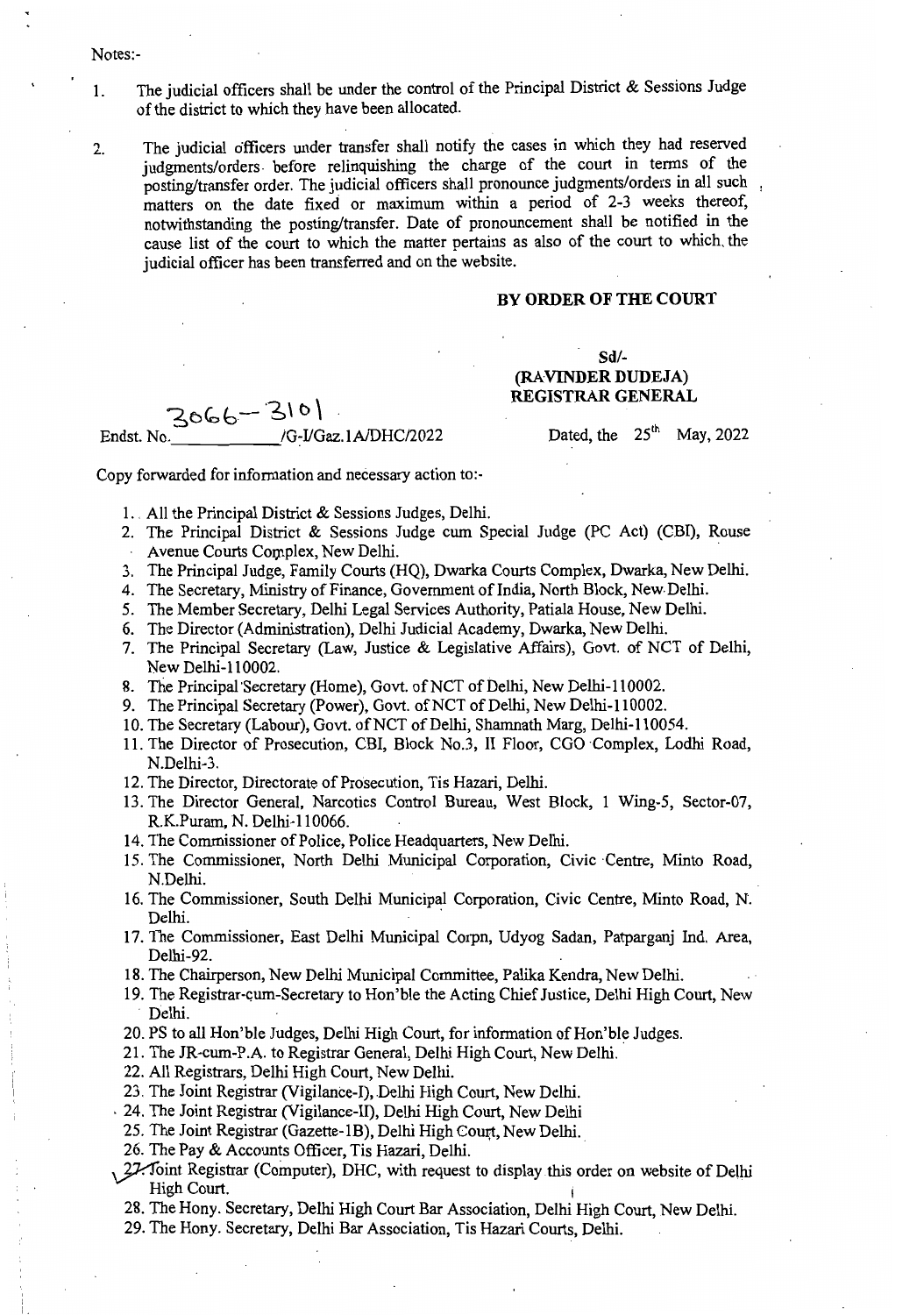Notes:-

1. The judicial officers shall be under the control of the Principal District & Sessions Judge of the district to which they have been allocated.

2. The judicial officers under transfer shall notify the cases in which they had reserved judgments/orders before relinquishing the charge of the court in terms of the posting/transfer order. The judicial officers shall pronounce judgments/orders in all such matters on the date fixed or maximum within a period of 2-3 weeks thereof, notwithstanding the posting/transfer. Date of pronouncement shall be notified in the cause list of the court to which the matter pertains as also of the court to which the judicial officer has been transferred and on the website.

**BY ORDER OF THE COURT**

**Sd/-**
**(RAVINDER DUDEJA)**
**REGISTRAR GENERAL**

Endst. No. 3066-3101 /G-I/Gaz.1A/DHC/2022 Dated, the 25th May, 2022

Copy forwarded for information and necessary action to:-

1. All the Principal District & Sessions Judges, Delhi.
2. The Principal District & Sessions Judge cum Special Judge (PC Act) (CBI), Rouse Avenue Courts Complex, New Delhi.
3. The Principal Judge, Family Courts (HQ), Dwarka Courts Complex, Dwarka, New Delhi.
4. The Secretary, Ministry of Finance, Government of India, North Block, New Delhi.
5. The Member Secretary, Delhi Legal Services Authority, Patiala House, New Delhi.
6. The Director (Administration), Delhi Judicial Academy, Dwarka, New Delhi.
7. The Principal Secretary (Law, Justice & Legislative Affairs), Govt. of NCT of Delhi, New Delhi-110002.
8. The Principal Secretary (Home), Govt. of NCT of Delhi, New Delhi-110002.
9. The Principal Secretary (Power), Govt. of NCT of Delhi, New Delhi-110002.
10. The Secretary (Labour), Govt. of NCT of Delhi, Shamnath Marg, Delhi-110054.
11. The Director of Prosecution, CBI, Block No.3, II Floor, CGO Complex, Lodhi Road, N.Delhi-3.
12. The Director, Directorate of Prosecution, Tis Hazari, Delhi.
13. The Director General, Narcotics Control Bureau, West Block, 1 Wing-5, Sector-07, R.K.Puram, N. Delhi-110066.
14. The Commissioner of Police, Police Headquarters, New Delhi.
15. The Commissioner, North Delhi Municipal Corporation, Civic Centre, Minto Road, N.Delhi.
16. The Commissioner, South Delhi Municipal Corporation, Civic Centre, Minto Road, N. Delhi.
17. The Commissioner, East Delhi Municipal Corpn, Udyog Sadan, Patparganj Ind. Area, Delhi-92.
18. The Chairperson, New Delhi Municipal Committee, Palika Kendra, New Delhi.
19. The Registrar-cum-Secretary to Hon'ble the Acting Chief Justice, Delhi High Court, New Delhi.
20. PS to all Hon'ble Judges, Delhi High Court, for information of Hon'ble Judges.
21. The JR-cum-P.A. to Registrar General, Delhi High Court, New Delhi.
22. All Registrars, Delhi High Court, New Delhi.
23. The Joint Registrar (Vigilance-I), Delhi High Court, New Delhi.
24. The Joint Registrar (Vigilance-II), Delhi High Court, New Delhi
25. The Joint Registrar (Gazette-1B), Delhi High Court, New Delhi.
26. The Pay & Accounts Officer, Tis Hazari, Delhi.
27. Joint Registrar (Computer), DHC, with request to display this order on website of Delhi High Court.
28. The Hony. Secretary, Delhi High Court Bar Association, Delhi High Court, New Delhi.
29. The Hony. Secretary, Delhi Bar Association, Tis Hazari Courts, Delhi.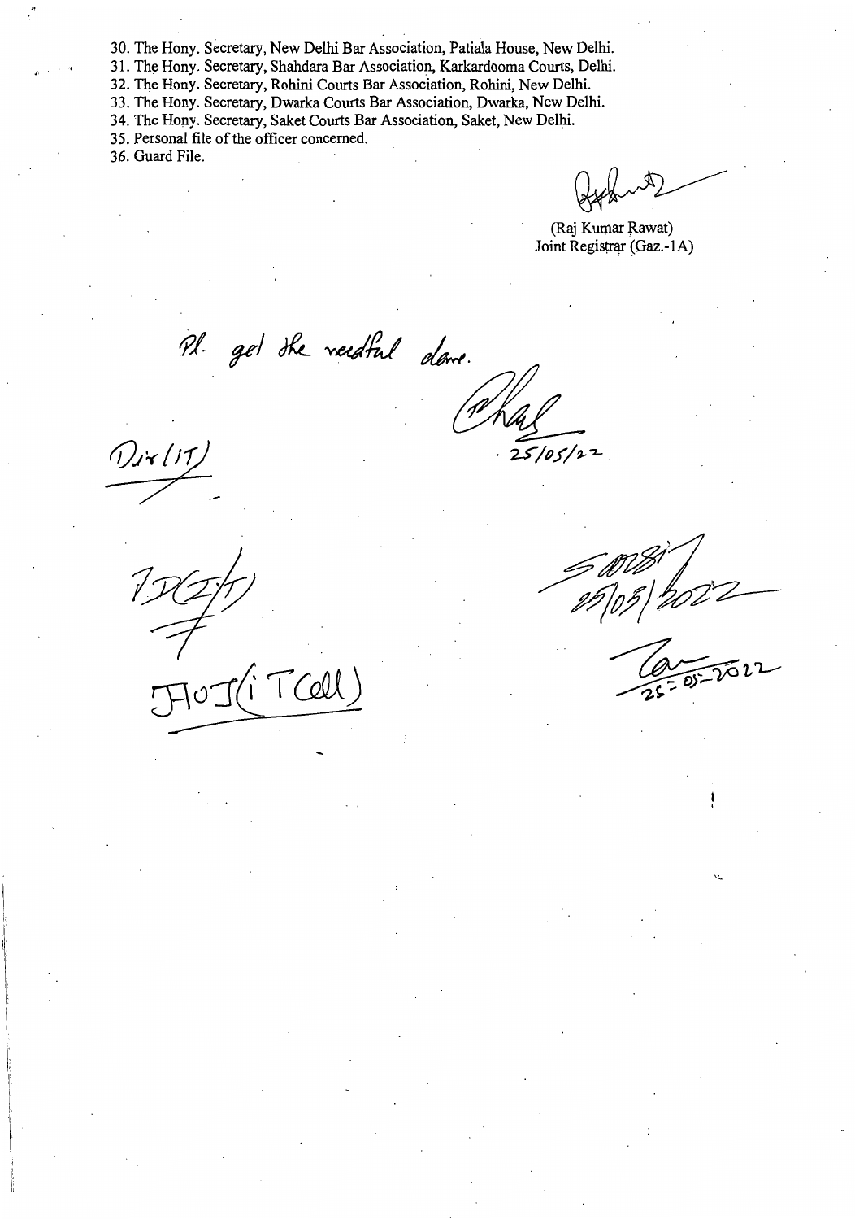30. The Hony. Secretary, New Delhi Bar Association, Patiala House, New Delhi.
31. The Hony. Secretary, Shahdara Bar Association, Karkardooma Courts, Delhi.
32. The Hony. Secretary, Rohini Courts Bar Association, Rohini, New Delhi.
33. The Hony. Secretary, Dwarka Courts Bar Association, Dwarka, New Delhi.
34. The Hony. Secretary, Saket Courts Bar Association, Saket, New Delhi.
35. Personal file of the officer concerned.
36. Guard File.

(Raj Kumar Rawat)
Joint Registrar (Gaz.-1A)

Pl. get the needful done.

25/05/22

Dir (IT)

JD(IT)

JIOT (IT Cell)

25/05/2022

25-05-2022